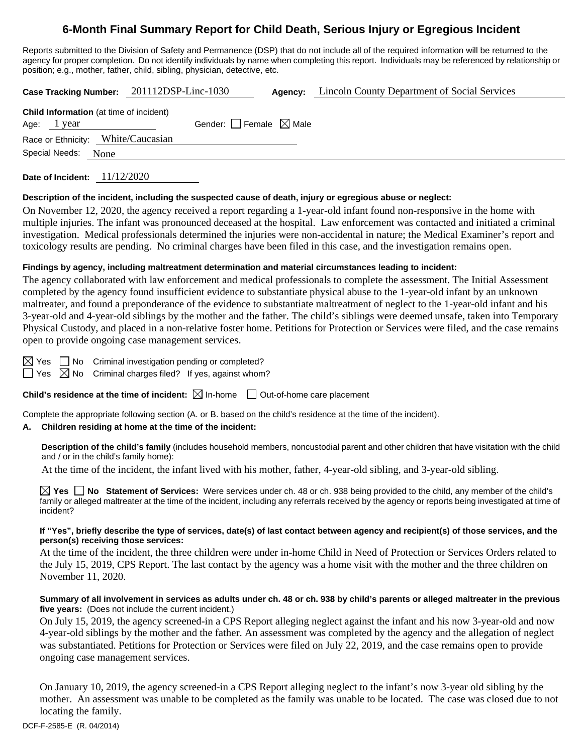# 6-Month Final Summary Report for Child Death, Serious Injury or Egregious Incident

Reports submitted to the Division of Safety and Permanence (DSP) that do not include all of the required information will be returned to the agency for proper completion. Do not identify individuals by name when completing this report. Individuals may be referenced by relationship or position; e.g., mother, father, child, sibling, physician, detective, etc.

**Case Tracking Number:** 201112DSP-Linc-1030 **Agency:** Lincoln County Department of Social Services

**Child Information** (at time of incident)

Age: 1 year Gender: ☐ Female ☒ Male

Race or Ethnicity: White/Caucasian

Special Needs: None

**Date of Incident:** 11/12/2020

**Description of the incident, including the suspected cause of death, injury or egregious abuse or neglect:**

On November 12, 2020, the agency received a report regarding a 1-year-old infant found non-responsive in the home with multiple injuries. The infant was pronounced deceased at the hospital. Law enforcement was contacted and initiated a criminal investigation. Medical professionals determined the injuries were non-accidental in nature; the Medical Examiner's report and toxicology results are pending. No criminal charges have been filed in this case, and the investigation remains open.

**Findings by agency, including maltreatment determination and material circumstances leading to incident:**

The agency collaborated with law enforcement and medical professionals to complete the assessment. The Initial Assessment completed by the agency found insufficient evidence to substantiate physical abuse to the 1-year-old infant by an unknown maltreater, and found a preponderance of the evidence to substantiate maltreatment of neglect to the 1-year-old infant and his 3-year-old and 4-year-old siblings by the mother and the father. The child's siblings were deemed unsafe, taken into Temporary Physical Custody, and placed in a non-relative foster home. Petitions for Protection or Services were filed, and the case remains open to provide ongoing case management services.

☒ Yes ☐ No Criminal investigation pending or completed?

☐ Yes ☒ No Criminal charges filed? If yes, against whom?

**Child's residence at the time of incident:** ☒ In-home ☐ Out-of-home care placement

Complete the appropriate following section (A. or B. based on the child's residence at the time of the incident).

**A. Children residing at home at the time of the incident:**

**Description of the child's family** (includes household members, noncustodial parent and other children that have visitation with the child and / or in the child's family home):

At the time of the incident, the infant lived with his mother, father, 4-year-old sibling, and 3-year-old sibling.

☒ **Yes** ☐ **No** **Statement of Services:** Were services under ch. 48 or ch. 938 being provided to the child, any member of the child's family or alleged maltreater at the time of the incident, including any referrals received by the agency or reports being investigated at time of incident?

**If "Yes", briefly describe the type of services, date(s) of last contact between agency and recipient(s) of those services, and the person(s) receiving those services:**

At the time of the incident, the three children were under in-home Child in Need of Protection or Services Orders related to the July 15, 2019, CPS Report. The last contact by the agency was a home visit with the mother and the three children on November 11, 2020.

**Summary of all involvement in services as adults under ch. 48 or ch. 938 by child's parents or alleged maltreater in the previous five years:** (Does not include the current incident.)

On July 15, 2019, the agency screened-in a CPS Report alleging neglect against the infant and his now 3-year-old and now 4-year-old siblings by the mother and the father. An assessment was completed by the agency and the allegation of neglect was substantiated. Petitions for Protection or Services were filed on July 22, 2019, and the case remains open to provide ongoing case management services.

On January 10, 2019, the agency screened-in a CPS Report alleging neglect to the infant's now 3-year old sibling by the mother. An assessment was unable to be completed as the family was unable to be located. The case was closed due to not locating the family.

DCF-F-2585-E (R. 04/2014)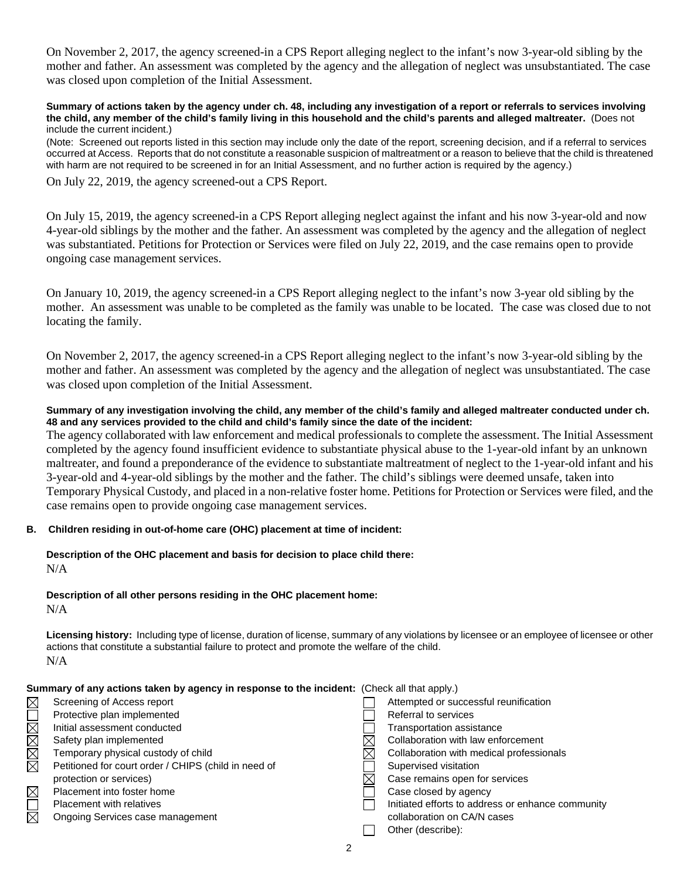On November 2, 2017, the agency screened-in a CPS Report alleging neglect to the infant's now 3-year-old sibling by the mother and father. An assessment was completed by the agency and the allegation of neglect was unsubstantiated. The case was closed upon completion of the Initial Assessment.

**Summary of actions taken by the agency under ch. 48, including any investigation of a report or referrals to services involving the child, any member of the child's family living in this household and the child's parents and alleged maltreater.** (Does not include the current incident.)

(Note: Screened out reports listed in this section may include only the date of the report, screening decision, and if a referral to services occurred at Access. Reports that do not constitute a reasonable suspicion of maltreatment or a reason to believe that the child is threatened with harm are not required to be screened in for an Initial Assessment, and no further action is required by the agency.)

On July 22, 2019, the agency screened-out a CPS Report.

On July 15, 2019, the agency screened-in a CPS Report alleging neglect against the infant and his now 3-year-old and now 4-year-old siblings by the mother and the father. An assessment was completed by the agency and the allegation of neglect was substantiated. Petitions for Protection or Services were filed on July 22, 2019, and the case remains open to provide ongoing case management services.

On January 10, 2019, the agency screened-in a CPS Report alleging neglect to the infant's now 3-year old sibling by the mother. An assessment was unable to be completed as the family was unable to be located. The case was closed due to not locating the family.

On November 2, 2017, the agency screened-in a CPS Report alleging neglect to the infant's now 3-year-old sibling by the mother and father. An assessment was completed by the agency and the allegation of neglect was unsubstantiated. The case was closed upon completion of the Initial Assessment.

**Summary of any investigation involving the child, any member of the child's family and alleged maltreater conducted under ch. 48 and any services provided to the child and child's family since the date of the incident:**

The agency collaborated with law enforcement and medical professionals to complete the assessment. The Initial Assessment completed by the agency found insufficient evidence to substantiate physical abuse to the 1-year-old infant by an unknown maltreater, and found a preponderance of the evidence to substantiate maltreatment of neglect to the 1-year-old infant and his 3-year-old and 4-year-old siblings by the mother and the father. The child's siblings were deemed unsafe, taken into Temporary Physical Custody, and placed in a non-relative foster home. Petitions for Protection or Services were filed, and the case remains open to provide ongoing case management services.

**B. Children residing in out-of-home care (OHC) placement at time of incident:**

**Description of the OHC placement and basis for decision to place child there:**

N/A

**Description of all other persons residing in the OHC placement home:**

N/A

**Licensing history:** Including type of license, duration of license, summary of any violations by licensee or an employee of licensee or other actions that constitute a substantial failure to protect and promote the welfare of the child.

N/A

**Summary of any actions taken by agency in response to the incident:** (Check all that apply.)

- ☒ Screening of Access report
- ☐ Protective plan implemented
- ☒ Initial assessment conducted
- ☒ Safety plan implemented
- ☒ Temporary physical custody of child
- ☒ Petitioned for court order / CHIPS (child in need of protection or services)
- ☒ Placement into foster home
- ☐ Placement with relatives
- ☒ Ongoing Services case management
- ☐ Attempted or successful reunification
- ☐ Referral to services
- ☐ Transportation assistance
- ☒ Collaboration with law enforcement
- ☒ Collaboration with medical professionals
- ☐ Supervised visitation
- ☒ Case remains open for services
- ☐ Case closed by agency
- ☐ Initiated efforts to address or enhance community collaboration on CA/N cases
- ☐ Other (describe):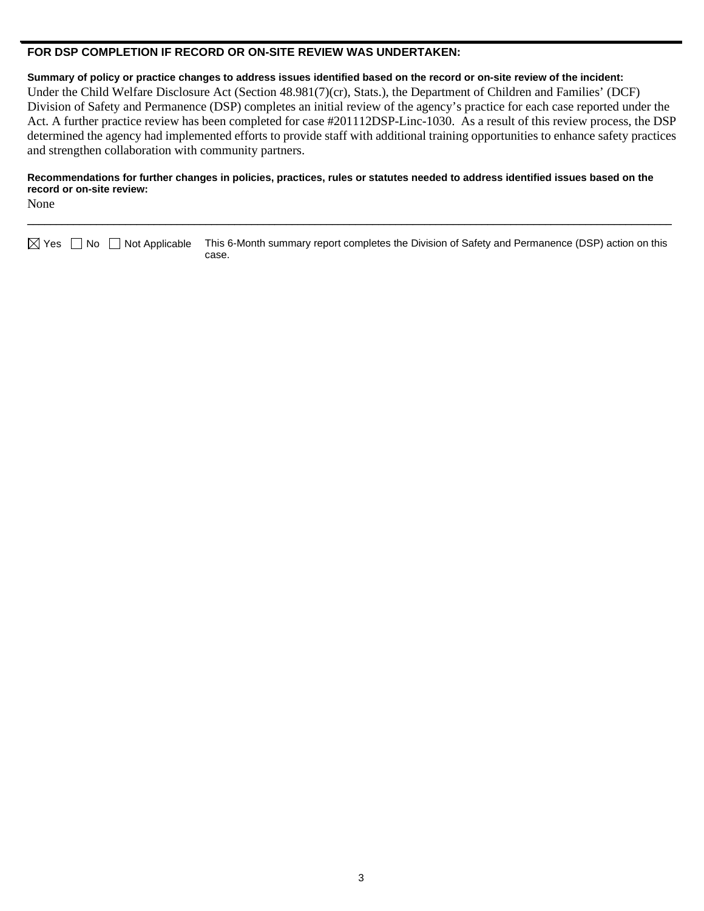**FOR DSP COMPLETION IF RECORD OR ON-SITE REVIEW WAS UNDERTAKEN:**

**Summary of policy or practice changes to address issues identified based on the record or on-site review of the incident:**

Under the Child Welfare Disclosure Act (Section 48.981(7)(cr), Stats.), the Department of Children and Families' (DCF) Division of Safety and Permanence (DSP) completes an initial review of the agency's practice for each case reported under the Act. A further practice review has been completed for case #201112DSP-Linc-1030. As a result of this review process, the DSP determined the agency had implemented efforts to provide staff with additional training opportunities to enhance safety practices and strengthen collaboration with community partners.

**Recommendations for further changes in policies, practices, rules or statutes needed to address identified issues based on the record or on-site review:**

None

---

☒ Yes ☐ No ☐ Not Applicable This 6-Month summary report completes the Division of Safety and Permanence (DSP) action on this case.